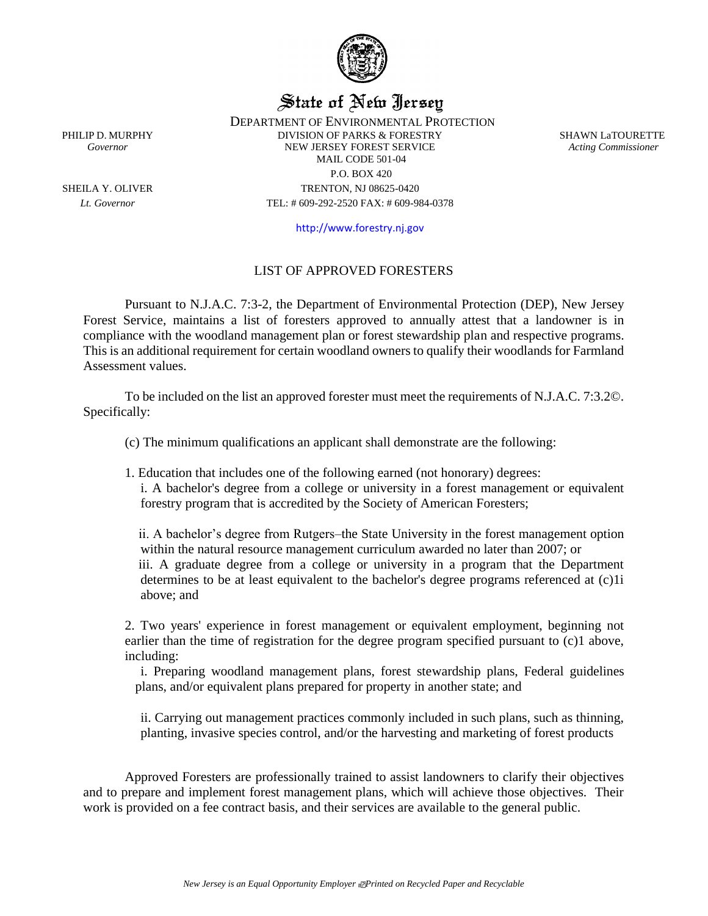State of New Jersey

DEPARTMENT OF ENVIRONMENTAL PROTECTION
DIVISION OF PARKS & FORESTRY
NEW JERSEY FOREST SERVICE
MAIL CODE 501-04
P.O. BOX 420
TRENTON, NJ 08625-0420
TEL: # 609-292-2520 FAX: # 609-984-0378

http://www.forestry.nj.gov

PHILIP D. MURPHY
*Governor*

SHEILA Y. OLIVER
*Lt. Governor*

SHAWN LaTOURETTE
*Acting Commissioner*

## LIST OF APPROVED FORESTERS

Pursuant to N.J.A.C. 7:3-2, the Department of Environmental Protection (DEP), New Jersey Forest Service, maintains a list of foresters approved to annually attest that a landowner is in compliance with the woodland management plan or forest stewardship plan and respective programs. This is an additional requirement for certain woodland owners to qualify their woodlands for Farmland Assessment values.

To be included on the list an approved forester must meet the requirements of N.J.A.C. 7:3.2©. Specifically:

(c) The minimum qualifications an applicant shall demonstrate are the following:

1. Education that includes one of the following earned (not honorary) degrees:
   i. A bachelor's degree from a college or university in a forest management or equivalent forestry program that is accredited by the Society of American Foresters;

   ii. A bachelor's degree from Rutgers–the State University in the forest management option within the natural resource management curriculum awarded no later than 2007; or
   iii. A graduate degree from a college or university in a program that the Department determines to be at least equivalent to the bachelor's degree programs referenced at (c)1i above; and

2. Two years' experience in forest management or equivalent employment, beginning not earlier than the time of registration for the degree program specified pursuant to (c)1 above, including:
   i. Preparing woodland management plans, forest stewardship plans, Federal guidelines plans, and/or equivalent plans prepared for property in another state; and

   ii. Carrying out management practices commonly included in such plans, such as thinning, planting, invasive species control, and/or the harvesting and marketing of forest products

Approved Foresters are professionally trained to assist landowners to clarify their objectives and to prepare and implement forest management plans, which will achieve those objectives. Their work is provided on a fee contract basis, and their services are available to the general public.

*New Jersey is an Equal Opportunity Employer Printed on Recycled Paper and Recyclable*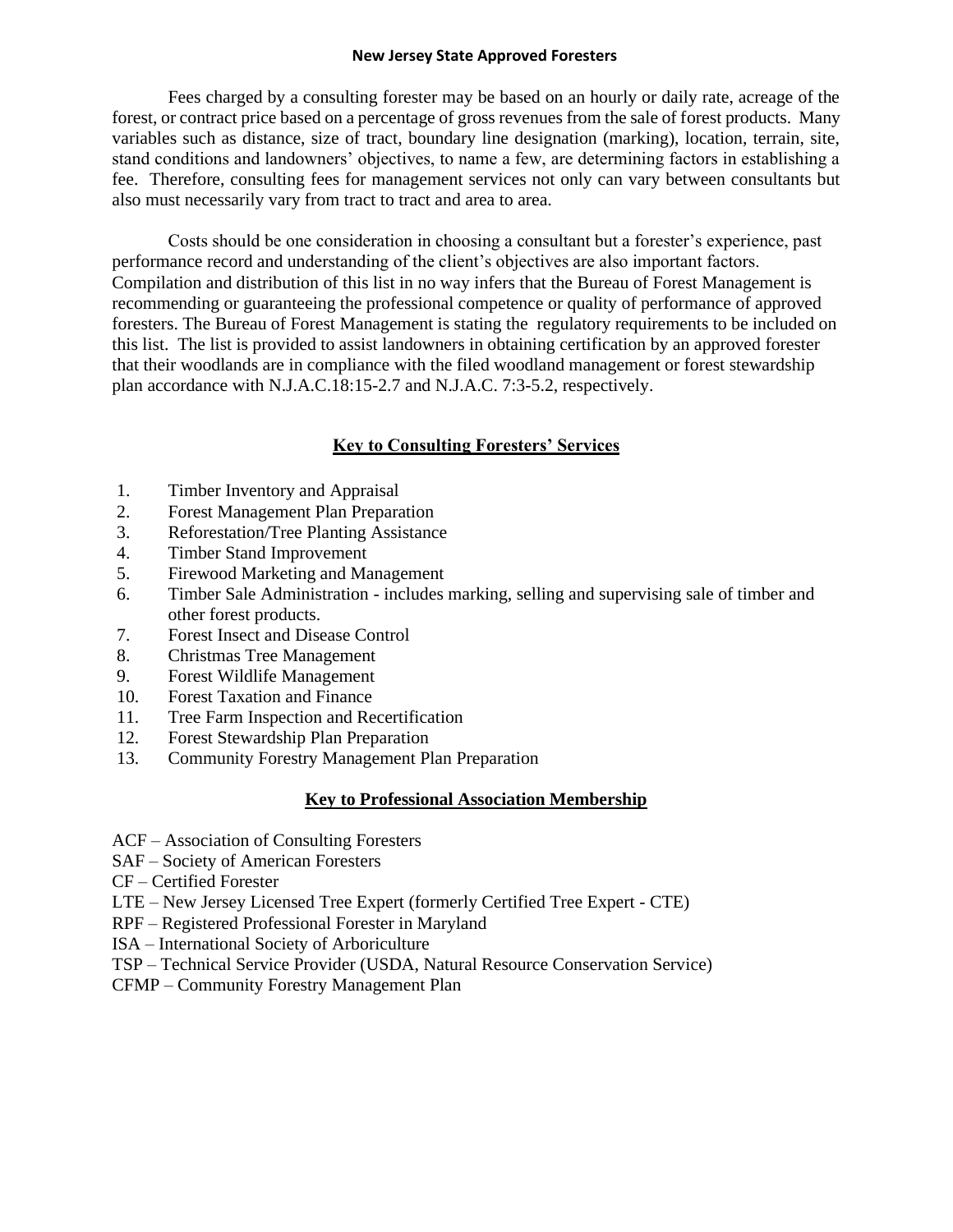**New Jersey State Approved Foresters**

Fees charged by a consulting forester may be based on an hourly or daily rate, acreage of the forest, or contract price based on a percentage of gross revenues from the sale of forest products. Many variables such as distance, size of tract, boundary line designation (marking), location, terrain, site, stand conditions and landowners' objectives, to name a few, are determining factors in establishing a fee. Therefore, consulting fees for management services not only can vary between consultants but also must necessarily vary from tract to tract and area to area.

Costs should be one consideration in choosing a consultant but a forester's experience, past performance record and understanding of the client's objectives are also important factors. Compilation and distribution of this list in no way infers that the Bureau of Forest Management is recommending or guaranteeing the professional competence or quality of performance of approved foresters. The Bureau of Forest Management is stating the regulatory requirements to be included on this list. The list is provided to assist landowners in obtaining certification by an approved forester that their woodlands are in compliance with the filed woodland management or forest stewardship plan accordance with N.J.A.C.18:15-2.7 and N.J.A.C. 7:3-5.2, respectively.

## Key to Consulting Foresters' Services

1. Timber Inventory and Appraisal
2. Forest Management Plan Preparation
3. Reforestation/Tree Planting Assistance
4. Timber Stand Improvement
5. Firewood Marketing and Management
6. Timber Sale Administration - includes marking, selling and supervising sale of timber and other forest products.
7. Forest Insect and Disease Control
8. Christmas Tree Management
9. Forest Wildlife Management
10. Forest Taxation and Finance
11. Tree Farm Inspection and Recertification
12. Forest Stewardship Plan Preparation
13. Community Forestry Management Plan Preparation

## Key to Professional Association Membership

ACF – Association of Consulting Foresters
SAF – Society of American Foresters
CF – Certified Forester
LTE – New Jersey Licensed Tree Expert (formerly Certified Tree Expert - CTE)
RPF – Registered Professional Forester in Maryland
ISA – International Society of Arboriculture
TSP – Technical Service Provider (USDA, Natural Resource Conservation Service)
CFMP – Community Forestry Management Plan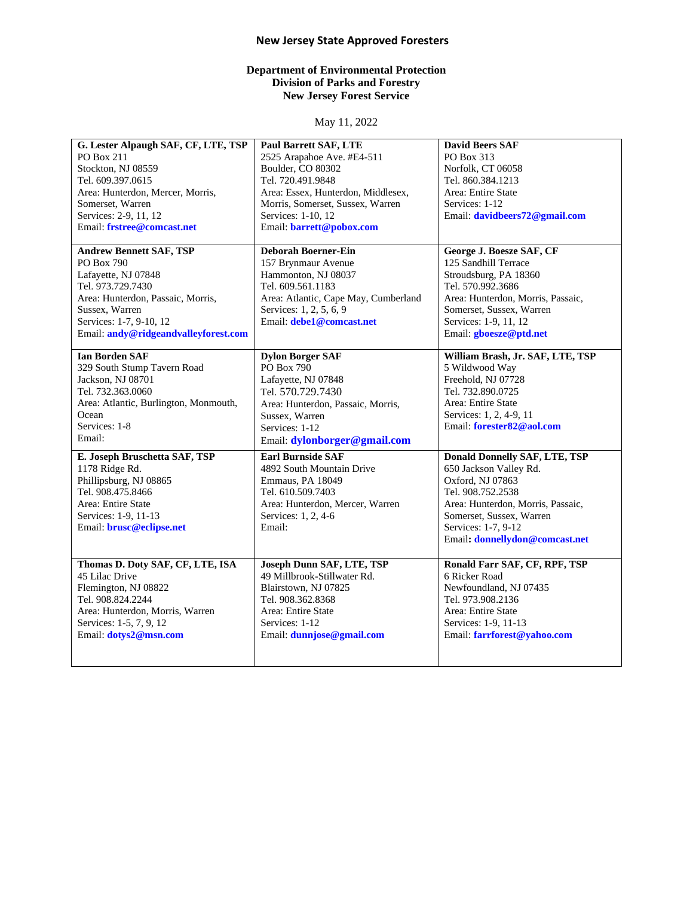**New Jersey State Approved Foresters**

**Department of Environmental Protection**
**Division of Parks and Forestry**
**New Jersey Forest Service**

May 11, 2022

| | | |
|---|---|---|
| **G. Lester Alpaugh SAF, CF, LTE, TSP**<br>PO Box 211<br>Stockton, NJ 08559<br>Tel. 609.397.0615<br>Area: Hunterdon, Mercer, Morris, Somerset, Warren<br>Services: 2-9, 11, 12<br>Email: **frstree@comcast.net** | **Paul Barrett SAF, LTE**<br>2525 Arapahoe Ave. #E4-511<br>Boulder, CO 80302<br>Tel. 720.491.9848<br>Area: Essex, Hunterdon, Middlesex, Morris, Somerset, Sussex, Warren<br>Services: 1-10, 12<br>Email: **barrett@pobox.com** | **David Beers SAF**<br>PO Box 313<br>Norfolk, CT 06058<br>Tel. 860.384.1213<br>Area: Entire State<br>Services: 1-12<br>Email: **davidbeers72@gmail.com** |
| **Andrew Bennett SAF, TSP**<br>PO Box 790<br>Lafayette, NJ 07848<br>Tel. 973.729.7430<br>Area: Hunterdon, Passaic, Morris, Sussex, Warren<br>Services: 1-7, 9-10, 12<br>Email: **andy@ridgeandvalleyforest.com** | **Deborah Boerner-Ein**<br>157 Brynmaur Avenue<br>Hammonton, NJ 08037<br>Tel. 609.561.1183<br>Area: Atlantic, Cape May, Cumberland<br>Services: 1, 2, 5, 6, 9<br>Email: **debe1@comcast.net** | **George J. Boesze SAF, CF**<br>125 Sandhill Terrace<br>Stroudsburg, PA 18360<br>Tel. 570.992.3686<br>Area: Hunterdon, Morris, Passaic, Somerset, Sussex, Warren<br>Services: 1-9, 11, 12<br>Email: **gboesze@ptd.net** |
| **Ian Borden SAF**<br>329 South Stump Tavern Road<br>Jackson, NJ 08701<br>Tel. 732.363.0060<br>Area: Atlantic, Burlington, Monmouth, Ocean<br>Services: 1-8<br>Email: | **Dylon Borger SAF**<br>PO Box 790<br>Lafayette, NJ 07848<br>Tel. 570.729.7430<br>Area: Hunterdon, Passaic, Morris, Sussex, Warren<br>Services: 1-12<br>Email: **dylonborger@gmail.com** | **William Brash, Jr. SAF, LTE, TSP**<br>5 Wildwood Way<br>Freehold, NJ 07728<br>Tel. 732.890.0725<br>Area: Entire State<br>Services: 1, 2, 4-9, 11<br>Email: **forester82@aol.com** |
| **E. Joseph Bruschetta SAF, TSP**<br>1178 Ridge Rd.<br>Phillipsburg, NJ 08865<br>Tel. 908.475.8466<br>Area: Entire State<br>Services: 1-9, 11-13<br>Email: **brusc@eclipse.net** | **Earl Burnside SAF**<br>4892 South Mountain Drive<br>Emmaus, PA 18049<br>Tel. 610.509.7403<br>Area: Hunterdon, Mercer, Warren<br>Services: 1, 2, 4-6<br>Email: | **Donald Donnelly SAF, LTE, TSP**<br>650 Jackson Valley Rd.<br>Oxford, NJ 07863<br>Tel. 908.752.2538<br>Area: Hunterdon, Morris, Passaic, Somerset, Sussex, Warren<br>Services: 1-7, 9-12<br>Email: **donnellydon@comcast.net** |
| **Thomas D. Doty SAF, CF, LTE, ISA**<br>45 Lilac Drive<br>Flemington, NJ 08822<br>Tel. 908.824.2244<br>Area: Hunterdon, Morris, Warren<br>Services: 1-5, 7, 9, 12<br>Email: **dotys2@msn.com** | **Joseph Dunn SAF, LTE, TSP**<br>49 Millbrook-Stillwater Rd.<br>Blairstown, NJ 07825<br>Tel. 908.362.8368<br>Area: Entire State<br>Services: 1-12<br>Email: **dunnjose@gmail.com** | **Ronald Farr SAF, CF, RPF, TSP**<br>6 Ricker Road<br>Newfoundland, NJ 07435<br>Tel. 973.908.2136<br>Area: Entire State<br>Services: 1-9, 11-13<br>Email: **farrforest@yahoo.com** |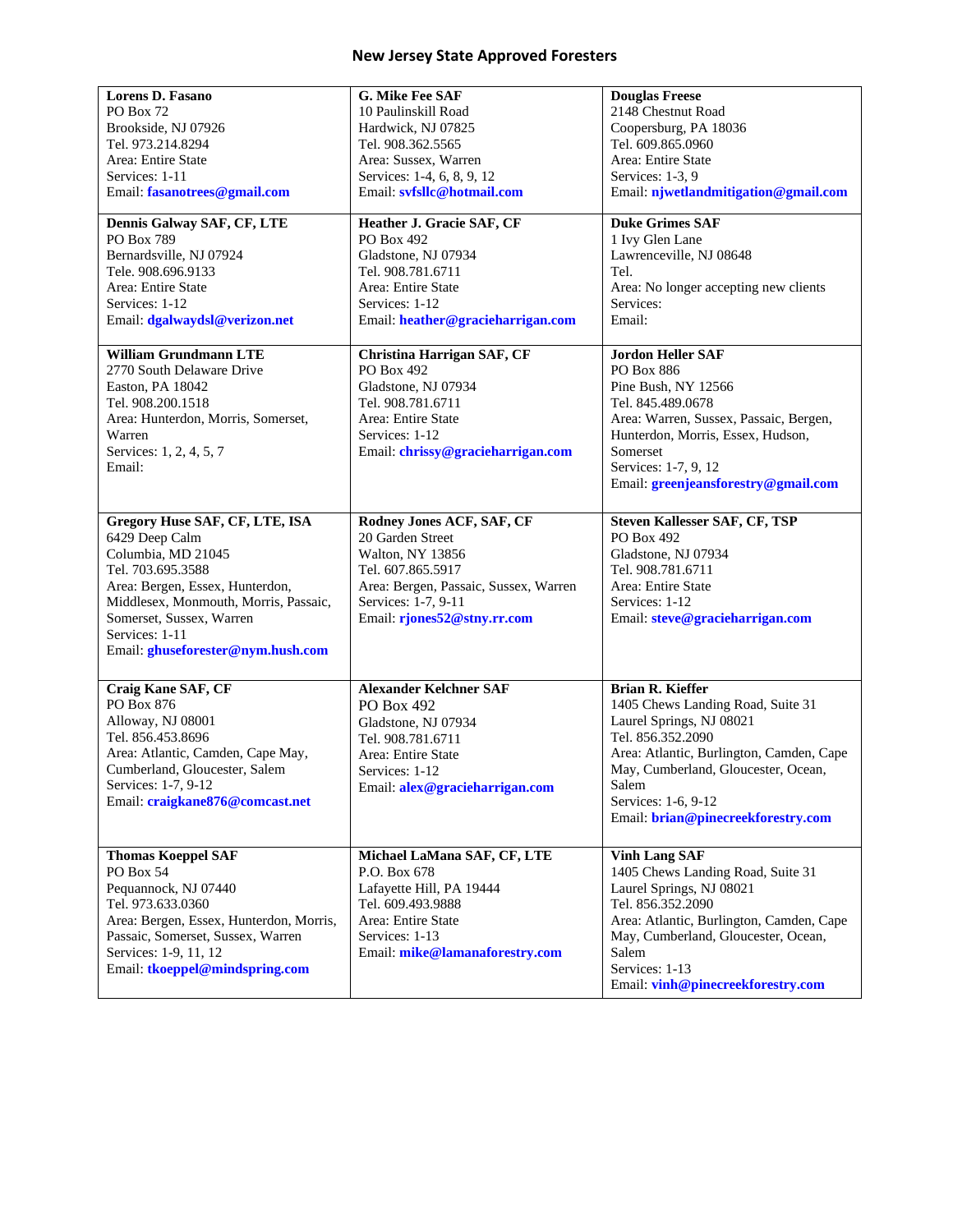## New Jersey State Approved Foresters

| | | |
|---|---|---|
| **Lorens D. Fasano**<br>PO Box 72<br>Brookside, NJ 07926<br>Tel. 973.214.8294<br>Area: Entire State<br>Services: 1-11<br>Email: **fasanotrees@gmail.com** | **G. Mike Fee SAF**<br>10 Paulinskill Road<br>Hardwick, NJ 07825<br>Tel. 908.362.5565<br>Area: Sussex, Warren<br>Services: 1-4, 6, 8, 9, 12<br>Email: **svfsllc@hotmail.com** | **Douglas Freese**<br>2148 Chestnut Road<br>Coopersburg, PA 18036<br>Tel. 609.865.0960<br>Area: Entire State<br>Services: 1-3, 9<br>Email: **njwetlandmitigation@gmail.com** |
| **Dennis Galway SAF, CF, LTE**<br>PO Box 789<br>Bernardsville, NJ 07924<br>Tele. 908.696.9133<br>Area: Entire State<br>Services: 1-12<br>Email: **dgalwaydsl@verizon.net** | **Heather J. Gracie SAF, CF**<br>PO Box 492<br>Gladstone, NJ 07934<br>Tel. 908.781.6711<br>Area: Entire State<br>Services: 1-12<br>Email: **heather@gracieharrigan.com** | **Duke Grimes SAF**<br>1 Ivy Glen Lane<br>Lawrenceville, NJ 08648<br>Tel.<br>Area: No longer accepting new clients<br>Services:<br>Email: |
| **William Grundmann LTE**<br>2770 South Delaware Drive<br>Easton, PA 18042<br>Tel. 908.200.1518<br>Area: Hunterdon, Morris, Somerset, Warren<br>Services: 1, 2, 4, 5, 7<br>Email: | **Christina Harrigan SAF, CF**<br>PO Box 492<br>Gladstone, NJ 07934<br>Tel. 908.781.6711<br>Area: Entire State<br>Services: 1-12<br>Email: **chrissy@gracieharrigan.com** | **Jordon Heller SAF**<br>PO Box 886<br>Pine Bush, NY 12566<br>Tel. 845.489.0678<br>Area: Warren, Sussex, Passaic, Bergen, Hunterdon, Morris, Essex, Hudson, Somerset<br>Services: 1-7, 9, 12<br>Email: **greenjeansforestry@gmail.com** |
| **Gregory Huse SAF, CF, LTE, ISA**<br>6429 Deep Calm<br>Columbia, MD 21045<br>Tel. 703.695.3588<br>Area: Bergen, Essex, Hunterdon, Middlesex, Monmouth, Morris, Passaic, Somerset, Sussex, Warren<br>Services: 1-11<br>Email: **ghuseforester@nym.hush.com** | **Rodney Jones ACF, SAF, CF**<br>20 Garden Street<br>Walton, NY 13856<br>Tel. 607.865.5917<br>Area: Bergen, Passaic, Sussex, Warren<br>Services: 1-7, 9-11<br>Email: **rjones52@stny.rr.com** | **Steven Kallesser SAF, CF, TSP**<br>PO Box 492<br>Gladstone, NJ 07934<br>Tel. 908.781.6711<br>Area: Entire State<br>Services: 1-12<br>Email: **steve@gracieharrigan.com** |
| **Craig Kane SAF, CF**<br>PO Box 876<br>Alloway, NJ 08001<br>Tel. 856.453.8696<br>Area: Atlantic, Camden, Cape May, Cumberland, Gloucester, Salem<br>Services: 1-7, 9-12<br>Email: **craigkane876@comcast.net** | **Alexander Kelchner SAF**<br>PO Box 492<br>Gladstone, NJ 07934<br>Tel. 908.781.6711<br>Area: Entire State<br>Services: 1-12<br>Email: **alex@gracieharrigan.com** | **Brian R. Kieffer**<br>1405 Chews Landing Road, Suite 31<br>Laurel Springs, NJ 08021<br>Tel. 856.352.2090<br>Area: Atlantic, Burlington, Camden, Cape May, Cumberland, Gloucester, Ocean, Salem<br>Services: 1-6, 9-12<br>Email: **brian@pinecreekforestry.com** |
| **Thomas Koeppel SAF**<br>PO Box 54<br>Pequannock, NJ 07440<br>Tel. 973.633.0360<br>Area: Bergen, Essex, Hunterdon, Morris, Passaic, Somerset, Sussex, Warren<br>Services: 1-9, 11, 12<br>Email: **tkoeppel@mindspring.com** | **Michael LaMana SAF, CF, LTE**<br>P.O. Box 678<br>Lafayette Hill, PA 19444<br>Tel. 609.493.9888<br>Area: Entire State<br>Services: 1-13<br>Email: **mike@lamanaforestry.com** | **Vinh Lang SAF**<br>1405 Chews Landing Road, Suite 31<br>Laurel Springs, NJ 08021<br>Tel. 856.352.2090<br>Area: Atlantic, Burlington, Camden, Cape May, Cumberland, Gloucester, Ocean, Salem<br>Services: 1-13<br>Email: **vinh@pinecreekforestry.com** |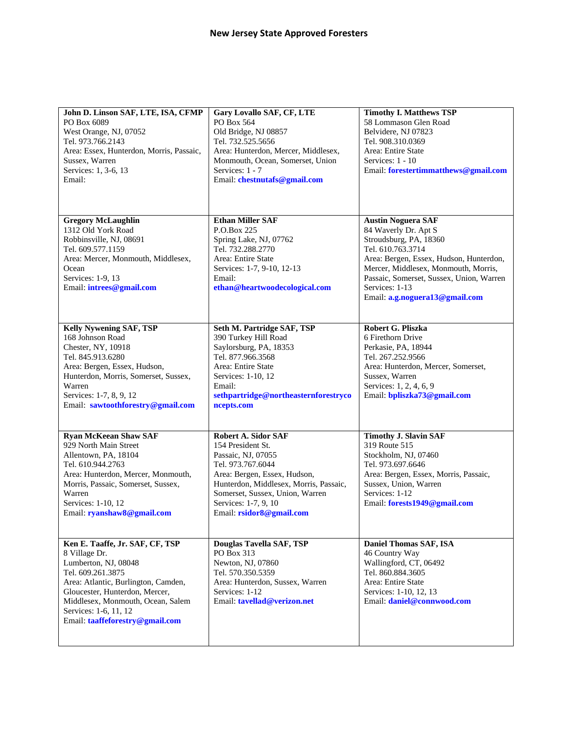**New Jersey State Approved Foresters**

| | | |
|---|---|---|
| **John D. Linson SAF, LTE, ISA, CFMP**<br>PO Box 6089<br>West Orange, NJ, 07052<br>Tel. 973.766.2143<br>Area: Essex, Hunterdon, Morris, Passaic, Sussex, Warren<br>Services: 1, 3-6, 13<br>Email: | **Gary Lovallo SAF, CF, LTE**<br>PO Box 564<br>Old Bridge, NJ 08857<br>Tel. 732.525.5656<br>Area: Hunterdon, Mercer, Middlesex, Monmouth, Ocean, Somerset, Union<br>Services: 1 - 7<br>Email: **chestnutafs@gmail.com** | **Timothy I. Matthews TSP**<br>58 Lommason Glen Road<br>Belvidere, NJ 07823<br>Tel. 908.310.0369<br>Area: Entire State<br>Services: 1 - 10<br>Email: **forestertimmatthews@gmail.com** |
| **Gregory McLaughlin**<br>1312 Old York Road<br>Robbinsville, NJ, 08691<br>Tel. 609.577.1159<br>Area: Mercer, Monmouth, Middlesex, Ocean<br>Services: 1-9, 13<br>Email: **intrees@gmail.com** | **Ethan Miller SAF**<br>P.O.Box 225<br>Spring Lake, NJ, 07762<br>Tel. 732.288.2770<br>Area: Entire State<br>Services: 1-7, 9-10, 12-13<br>Email:<br>**ethan@heartwoodecological.com** | **Austin Noguera SAF**<br>84 Waverly Dr. Apt S<br>Stroudsburg, PA, 18360<br>Tel. 610.763.3714<br>Area: Bergen, Essex, Hudson, Hunterdon, Mercer, Middlesex, Monmouth, Morris, Passaic, Sussex, Somerset, Sussex, Union, Warren<br>Services: 1-13<br>Email: **a.g.noguera13@gmail.com** |
| **Kelly Nywening SAF, TSP**<br>168 Johnson Road<br>Chester, NY, 10918<br>Tel. 845.913.6280<br>Area: Bergen, Essex, Hudson, Hunterdon, Morris, Somerset, Sussex, Warren<br>Services: 1-7, 8, 9, 12<br>Email: **sawtoothforestry@gmail.com** | **Seth M. Partridge SAF, TSP**<br>390 Turkey Hill Road<br>Saylorsburg, PA, 18353<br>Tel. 877.966.3568<br>Area: Entire State<br>Services: 1-10, 12<br>Email:<br>**sethpartridge@northeasternforestryconcepts.com** | **Robert G. Pliszka**<br>6 Firethorn Drive<br>Perkasie, PA, 18944<br>Tel. 267.252.9566<br>Area: Hunterdon, Mercer, Somerset, Sussex, Warren<br>Services: 1, 2, 4, 6, 9<br>Email: **bpliszka73@gmail.com** |
| **Ryan McKeean Shaw SAF**<br>929 North Main Street<br>Allentown, PA, 18104<br>Tel. 610.944.2763<br>Area: Hunterdon, Mercer, Monmouth, Morris, Passaic, Somerset, Sussex, Warren<br>Services: 1-10, 12<br>Email: **ryanshaw8@gmail.com** | **Robert A. Sidor SAF**<br>154 President St.<br>Passaic, NJ, 07055<br>Tel. 973.767.6044<br>Area: Bergen, Essex, Hudson, Hunterdon, Middlesex, Morris, Passaic, Somerset, Sussex, Union, Warren<br>Services: 1-7, 9, 10<br>Email: **rsidor8@gmail.com** | **Timothy J. Slavin SAF**<br>319 Route 515<br>Stockholm, NJ, 07460<br>Tel. 973.697.6646<br>Area: Bergen, Essex, Morris, Passaic, Sussex, Union, Warren<br>Services: 1-12<br>Email: **forests1949@gmail.com** |
| **Ken E. Taaffe, Jr. SAF, CF, TSP**<br>8 Village Dr.<br>Lumberton, NJ, 08048<br>Tel. 609.261.3875<br>Area: Atlantic, Burlington, Camden, Gloucester, Hunterdon, Mercer, Middlesex, Monmouth, Ocean, Salem<br>Services: 1-6, 11, 12<br>Email: **taaffeforestry@gmail.com** | **Douglas Tavella SAF, TSP**<br>PO Box 313<br>Newton, NJ, 07860<br>Tel. 570.350.5359<br>Area: Hunterdon, Sussex, Warren<br>Services: 1-12<br>Email: **tavellad@verizon.net** | **Daniel Thomas SAF, ISA**<br>46 Country Way<br>Wallingford, CT, 06492<br>Tel. 860.884.3605<br>Area: Entire State<br>Services: 1-10, 12, 13<br>Email: **daniel@connwood.com** |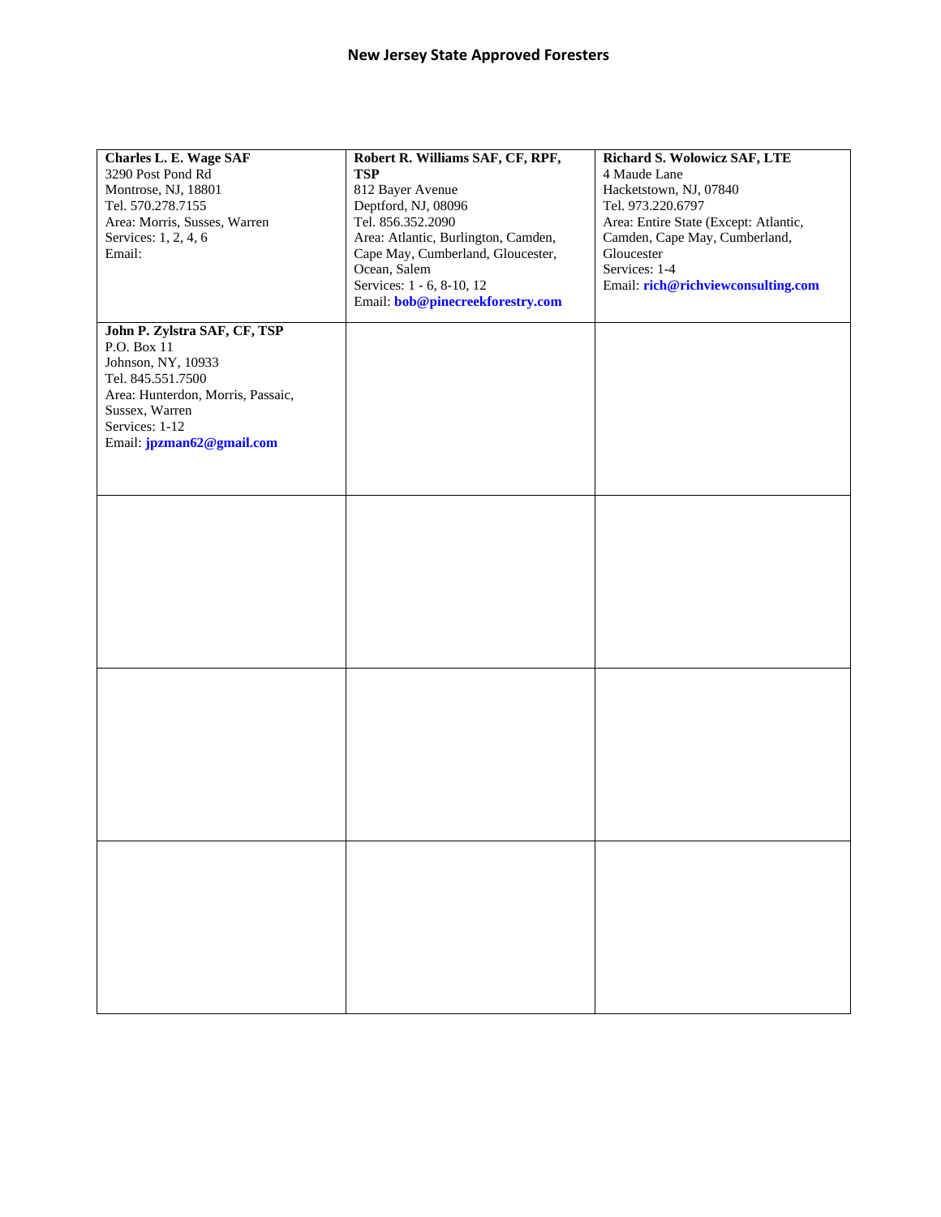## New Jersey State Approved Foresters

| | | |
|---|---|---|
| **Charles L. E. Wage SAF**<br>3290 Post Pond Rd<br>Montrose, NJ, 18801<br>Tel. 570.278.7155<br>Area: Morris, Susses, Warren<br>Services: 1, 2, 4, 6<br>Email: | **Robert R. Williams SAF, CF, RPF, TSP**<br>812 Bayer Avenue<br>Deptford, NJ, 08096<br>Tel. 856.352.2090<br>Area: Atlantic, Burlington, Camden, Cape May, Cumberland, Gloucester, Ocean, Salem<br>Services: 1 - 6, 8-10, 12<br>Email: **bob@pinecreekforestry.com** | **Richard S. Wolowicz SAF, LTE**<br>4 Maude Lane<br>Hacketstown, NJ, 07840<br>Tel. 973.220.6797<br>Area: Entire State (Except: Atlantic, Camden, Cape May, Cumberland, Gloucester<br>Services: 1-4<br>Email: **rich@richviewconsulting.com** |
| **John P. Zylstra SAF, CF, TSP**<br>P.O. Box 11<br>Johnson, NY, 10933<br>Tel. 845.551.7500<br>Area: Hunterdon, Morris, Passaic, Sussex, Warren<br>Services: 1-12<br>Email: **jpzman62@gmail.com** | | |
| | | |
| | | |
| | | |